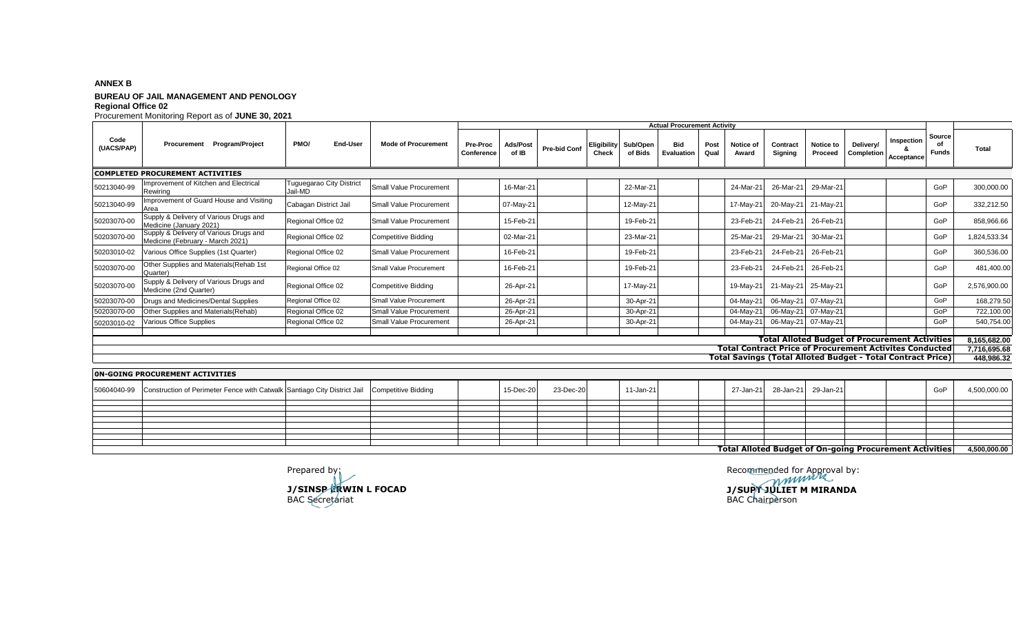**ANNEX B**

**BUREAU OF JAIL MANAGEMENT AND PENOLOGY**
**Regional Office 02**
Procurement Monitoring Report as of **JUNE 30, 2021**

| Code (UACS/PAP) | Procurement Program/Project | PMO/ End-User | Mode of Procurement | Actual Procurement Activity | | | | | | | | | | | | | Source of Funds | Total |
|---|---|---|---|---|---|---|---|---|---|---|---|---|---|---|---|---|---|---|
| | | | | Pre-Proc Conference | Ads/Post of IB | Pre-bid Conf | Eligibility Check | Sub/Open of Bids | Bid Evaluation | Post Qual | Notice of Award | Contract Signing | Notice to Proceed | Delivery/ Completion | Inspection & Acceptance | | | |
| **COMPLETED PROCUREMENT ACTIVITIES** | | | | | | | | | | | | | | | | | | |
| 50213040-99 | Improvement of Kitchen and Electrical Rewiring | Tuguegarao City District Jail-MD | Small Value Procurement | | 16-Mar-21 | | | 22-Mar-21 | | | 24-Mar-21 | 26-Mar-21 | 29-Mar-21 | | | | GoP | 300,000.00 |
| 50213040-99 | Improvement of Guard House and Visiting Area | Cabagan District Jail | Small Value Procurement | | 07-May-21 | | | 12-May-21 | | | 17-May-21 | 20-May-21 | 21-May-21 | | | | GoP | 332,212.50 |
| 50203070-00 | Supply & Delivery of Various Drugs and Medicine (January 2021) | Regional Office 02 | Small Value Procurement | | 15-Feb-21 | | | 19-Feb-21 | | | 23-Feb-21 | 24-Feb-21 | 26-Feb-21 | | | | GoP | 858,966.66 |
| 50203070-00 | Supply & Delivery of Various Drugs and Medicine (February - March 2021) | Regional Office 02 | Competitive Bidding | | 02-Mar-21 | | | 23-Mar-21 | | | 25-Mar-21 | 29-Mar-21 | 30-Mar-21 | | | | GoP | 1,824,533.34 |
| 50203010-02 | Various Office Supplies (1st Quarter) | Regional Office 02 | Small Value Procurement | | 16-Feb-21 | | | 19-Feb-21 | | | 23-Feb-21 | 24-Feb-21 | 26-Feb-21 | | | | GoP | 360,536.00 |
| 50203070-00 | Other Supplies and Materials(Rehab 1st Quarter) | Regional Office 02 | Small Value Procurement | | 16-Feb-21 | | | 19-Feb-21 | | | 23-Feb-21 | 24-Feb-21 | 26-Feb-21 | | | | GoP | 481,400.00 |
| 50203070-00 | Supply & Delivery of Various Drugs and Medicine (2nd Quarter) | Regional Office 02 | Competitive Bidding | | 26-Apr-21 | | | 17-May-21 | | | 19-May-21 | 21-May-21 | 25-May-21 | | | | GoP | 2,576,900.00 |
| 50203070-00 | Drugs and Medicines/Dental Supplies | Regional Office 02 | Small Value Procurement | | 26-Apr-21 | | | 30-Apr-21 | | | 04-May-21 | 06-May-21 | 07-May-21 | | | | GoP | 168,279.50 |
| 50203070-00 | Other Supplies and Materials(Rehab) | Regional Office 02 | Small Value Procurement | | 26-Apr-21 | | | 30-Apr-21 | | | 04-May-21 | 06-May-21 | 07-May-21 | | | | GoP | 722,100.00 |
| 50203010-02 | Various Office Supplies | Regional Office 02 | Small Value Procurement | | 26-Apr-21 | | | 30-Apr-21 | | | 04-May-21 | 06-May-21 | 07-May-21 | | | | GoP | 540,754.00 |
| **Total Alloted Budget of Procurement Activities** | | | | | | | | | | | | | | | | | | **8,165,682.00** |
| **Total Contract Price of Procurement Activites Conducted** | | | | | | | | | | | | | | | | | | **7,716,695.68** |
| **Total Savings (Total Alloted Budget - Total Contract Price)** | | | | | | | | | | | | | | | | | | **448,986.32** |
| **0N-GOING PROCUREMENT ACTIVITIES** | | | | | | | | | | | | | | | | | | |
| 50604040-99 | Construction of Perimeter Fence with Catwalk | Santiago City District Jail | Competitive Bidding | | 15-Dec-20 | 23-Dec-20 | | 11-Jan-21 | | | 27-Jan-21 | 28-Jan-21 | 29-Jan-21 | | | | GoP | 4,500,000.00 |
| **Total Alloted Budget of On-going Procurement Activities** | | | | | | | | | | | | | | | | | | **4,500,000.00** |

Prepared by:

**J/SINSP ERWIN L FOCAD**
BAC Secretariat

Recommended for Approval by:

**J/SUPT JULIET M MIRANDA**
BAC Chairperson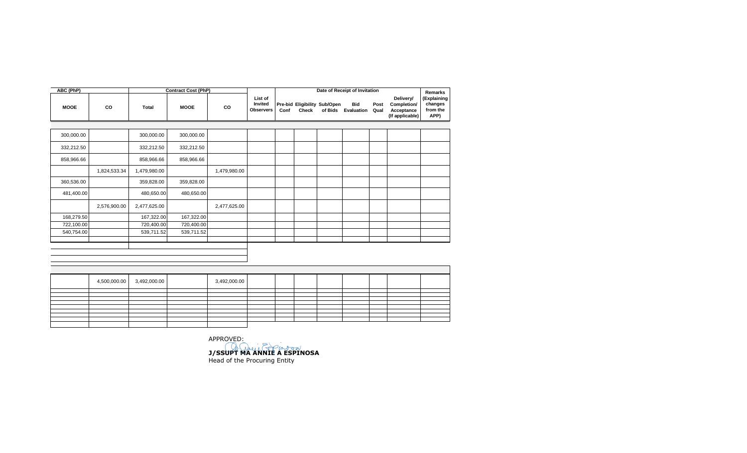| ABC (PhP) | | Contract Cost (PhP) | | | List of Invited Observers | Date of Receipt of Invitation | | | | | | | Remarks (Explaining changes from the APP) |
|---|---|---|---|---|---|---|---|---|---|---|---|---|---|
| MOOE | CO | Total | MOOE | CO | | Pre-bid Conf | Eligibility Check | Sub/Open of Bids | Bid Evaluation | Post Qual | Delivery/ Completion/ Acceptance (If applicable) | | |
| | | | | | | | | | | | | | |
| 300,000.00 | | 300,000.00 | 300,000.00 | | | | | | | | | | |
| 332,212.50 | | 332,212.50 | 332,212.50 | | | | | | | | | | |
| 858,966.66 | | 858,966.66 | 858,966.66 | | | | | | | | | | |
| | 1,824,533.34 | 1,479,980.00 | | 1,479,980.00 | | | | | | | | | |
| 360,536.00 | | 359,828.00 | 359,828.00 | | | | | | | | | | |
| 481,400.00 | | 480,650.00 | 480,650.00 | | | | | | | | | | |
| | 2,576,900.00 | 2,477,625.00 | | 2,477,625.00 | | | | | | | | | |
| 168,279.50 | | 167,322.00 | 167,322.00 | | | | | | | | | | |
| 722,100.00 | | 720,400.00 | 720,400.00 | | | | | | | | | | |
| 540,754.00 | | 539,711.52 | 539,711.52 | | | | | | | | | | |
| | | | | | | | | | | | | | |
| | 4,500,000.00 | 3,492,000.00 | | 3,492,000.00 | | | | | | | | | |

APPROVED:

**J/SSUPT MA ANNIE A ESPINOSA**
Head of the Procuring Entity